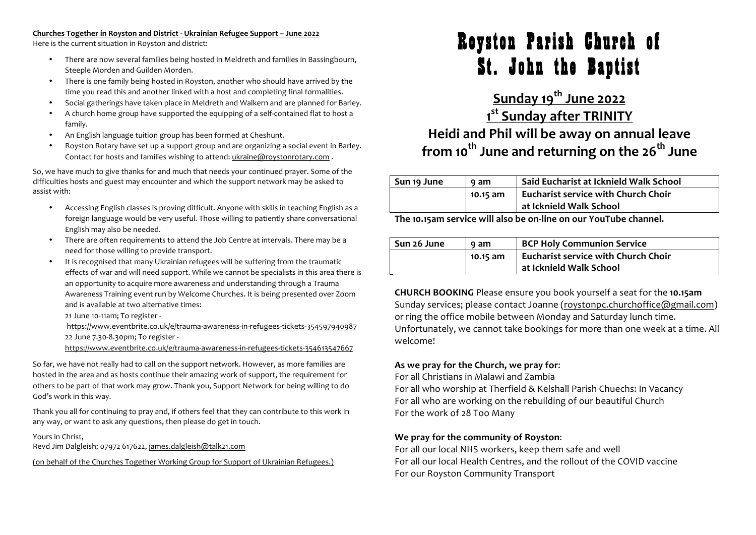**Churches Together in Royston and District - Ukrainian Refugee Support – June 2022**

Here is the current situation in Royston and district:

- There are now several families being hosted in Meldreth and families in Bassingbourn, Steeple Morden and Guilden Morden.
- There is one family being hosted in Royston, another who should have arrived by the time you read this and another linked with a host and completing final formalities.
- Social gatherings have taken place in Meldreth and Walkern and are planned for Barley.
- A church home group have supported the equipping of a self-contained flat to host a family.
- An English language tuition group has been formed at Cheshunt.
- Royston Rotary have set up a support group and are organizing a social event in Barley. Contact for hosts and families wishing to attend: ukraine@roystonrotary.com .

So, we have much to give thanks for and much that needs your continued prayer. Some of the difficulties hosts and guest may encounter and which the support network may be asked to assist with:

- Accessing English classes is proving difficult. Anyone with skills in teaching English as a foreign language would be very useful. Those willing to patiently share conversational English may also be needed.
- There are often requirements to attend the Job Centre at intervals. There may be a need for those willing to provide transport.
- It is recognised that many Ukrainian refugees will be suffering from the traumatic effects of war and will need support. While we cannot be specialists in this area there is an opportunity to acquire more awareness and understanding through a Trauma Awareness Training event run by Welcome Churches. It is being presented over Zoom and is available at two alternative times:
  21 June 10-11am; To register - https://www.eventbrite.co.uk/e/trauma-awareness-in-refugees-tickets-354597940987
  22 June 7.30-8.30pm; To register - https://www.eventbrite.co.uk/e/trauma-awareness-in-refugees-tickets-354613547667

So far, we have not really had to call on the support network. However, as more families are hosted in the area and as hosts continue their amazing work of support, the requirement for others to be part of that work may grow. Thank you, Support Network for being willing to do God's work in this way.

Thank you all for continuing to pray and, if others feel that they can contribute to this work in any way, or want to ask any questions, then please do get in touch.

Yours in Christ,
Revd Jim Dalgleish; 07972 617622, james.dalgleish@talk21.com

(on behalf of the Churches Together Working Group for Support of Ukrainian Refugees.)

# Royston Parish Church of St. John the Baptist

## Sunday 19th June 2022
## 1st Sunday after TRINITY
## Heidi and Phil will be away on annual leave from 10th June and returning on the 26th June

| | | |
|---|---|---|
| **Sun 19 June** | **9 am** | **Said Eucharist at Icknield Walk School** |
| | **10.15 am** | **Eucharist service with Church Choir at Icknield Walk School** |

**The 10.15am service will also be on-line on our YouTube channel.**

| | | |
|---|---|---|
| **Sun 26 June** | **9 am** | **BCP Holy Communion Service** |
| | **10.15 am** | **Eucharist service with Church Choir at Icknield Walk School** |

**CHURCH BOOKING** Please ensure you book yourself a seat for the **10.15am** Sunday services; please contact Joanne (roystonpc.churchoffice@gmail.com) or ring the office mobile between Monday and Saturday lunch time. Unfortunately, we cannot take bookings for more than one week at a time. All welcome!

**As we pray for the Church, we pray for**:
For all Christians in Malawi and Zambia
For all who worship at Therfield & Kelshall Parish Chuechs: In Vacancy
For all who are working on the rebuilding of our beautiful Church
For the work of 28 Too Many

**We pray for the community of Royston**:
For all our local NHS workers, keep them safe and well
For all our local Health Centres, and the rollout of the COVID vaccine
For our Royston Community Transport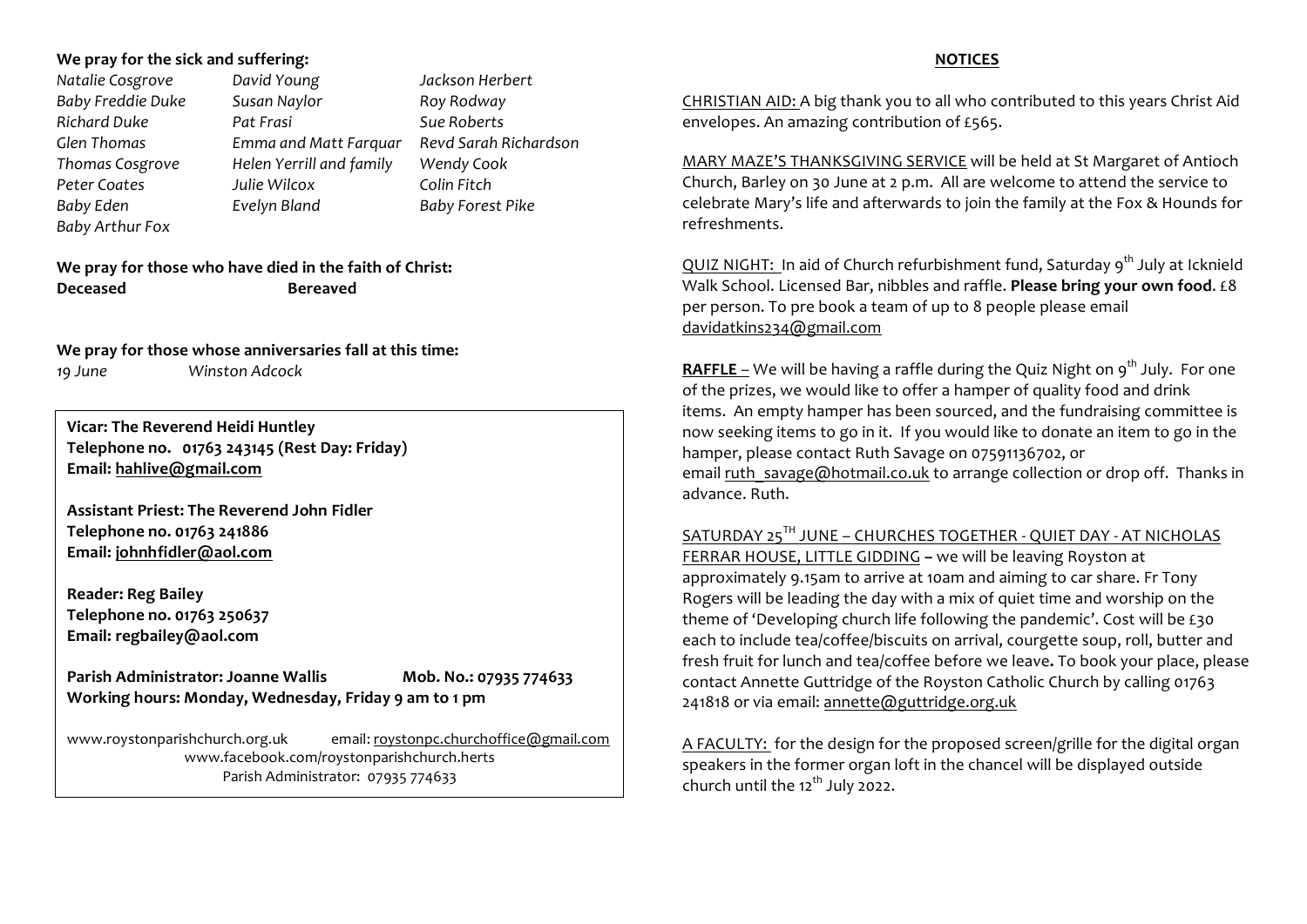**We pray for the sick and suffering:**

*Natalie Cosgrove*
*Baby Freddie Duke*
*Richard Duke*
*Glen Thomas*
*Thomas Cosgrove*
*Peter Coates*
*Baby Eden*
*Baby Arthur Fox*
*David Young*
*Susan Naylor*
*Pat Frasi*
*Emma and Matt Farquar*
*Helen Yerrill and family*
*Julie Wilcox*
*Evelyn Bland*
*Jackson Herbert*
*Roy Rodway*
*Sue Roberts*
*Revd Sarah Richardson*
*Wendy Cook*
*Colin Fitch*
*Baby Forest Pike*

**We pray for those who have died in the faith of Christ:**

| **Deceased** | **Bereaved** |
|---|---|

**We pray for those whose anniversaries fall at this time:**

*19 June* *Winston Adcock*

**Vicar: The Reverend Heidi Huntley**
**Telephone no. 01763 243145 (Rest Day: Friday)**
**Email: hahlive@gmail.com**

**Assistant Priest: The Reverend John Fidler**
**Telephone no. 01763 241886**
**Email: johnhfidler@aol.com**

**Reader: Reg Bailey**
**Telephone no. 01763 250637**
**Email: regbailey@aol.com**

**Parish Administrator: Joanne Wallis Mob. No.: 07935 774633**
**Working hours: Monday, Wednesday, Friday 9 am to 1 pm**

www.roystonparishchurch.org.uk email: roystonpc.churchoffice@gmail.com
www.facebook.com/roystonparishchurch.herts
Parish Administrator: 07935 774633

## NOTICES

CHRISTIAN AID: A big thank you to all who contributed to this years Christ Aid envelopes. An amazing contribution of £565.

MARY MAZE'S THANKSGIVING SERVICE will be held at St Margaret of Antioch Church, Barley on 30 June at 2 p.m. All are welcome to attend the service to celebrate Mary's life and afterwards to join the family at the Fox & Hounds for refreshments.

QUIZ NIGHT: In aid of Church refurbishment fund, Saturday 9th July at Icknield Walk School. Licensed Bar, nibbles and raffle. **Please bring your own food**. £8 per person. To pre book a team of up to 8 people please email davidatkins234@gmail.com

**RAFFLE** – We will be having a raffle during the Quiz Night on 9th July. For one of the prizes, we would like to offer a hamper of quality food and drink items. An empty hamper has been sourced, and the fundraising committee is now seeking items to go in it. If you would like to donate an item to go in the hamper, please contact Ruth Savage on 07591136702, or email ruth_savage@hotmail.co.uk to arrange collection or drop off. Thanks in advance. Ruth.

SATURDAY 25TH JUNE – CHURCHES TOGETHER - QUIET DAY - AT NICHOLAS FERRAR HOUSE, LITTLE GIDDING – we will be leaving Royston at approximately 9.15am to arrive at 10am and aiming to car share. Fr Tony Rogers will be leading the day with a mix of quiet time and worship on the theme of 'Developing church life following the pandemic'. Cost will be £30 each to include tea/coffee/biscuits on arrival, courgette soup, roll, butter and fresh fruit for lunch and tea/coffee before we leave**.** To book your place, please contact Annette Guttridge of the Royston Catholic Church by calling 01763 241818 or via email: annette@guttridge.org.uk

A FACULTY: for the design for the proposed screen/grille for the digital organ speakers in the former organ loft in the chancel will be displayed outside church until the 12th July 2022.